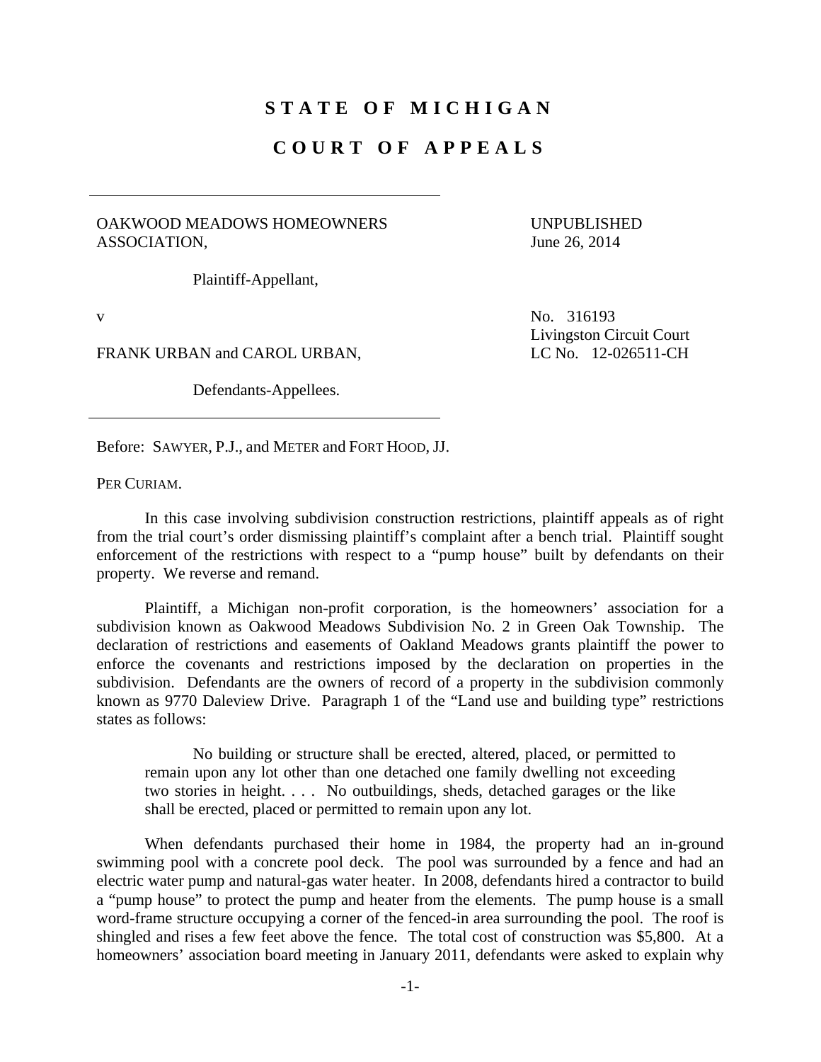# STATE OF MICHIGAN

# COURT OF APPEALS

OAKWOOD MEADOWS HOMEOWNERS ASSOCIATION,

Plaintiff-Appellant,

v

FRANK URBAN and CAROL URBAN,

Defendants-Appellees.

UNPUBLISHED
June 26, 2014

No. 316193
Livingston Circuit Court
LC No. 12-026511-CH

Before: SAWYER, P.J., and METER and FORT HOOD, JJ.

PER CURIAM.

In this case involving subdivision construction restrictions, plaintiff appeals as of right from the trial court's order dismissing plaintiff's complaint after a bench trial. Plaintiff sought enforcement of the restrictions with respect to a "pump house" built by defendants on their property. We reverse and remand.

Plaintiff, a Michigan non-profit corporation, is the homeowners' association for a subdivision known as Oakwood Meadows Subdivision No. 2 in Green Oak Township. The declaration of restrictions and easements of Oakland Meadows grants plaintiff the power to enforce the covenants and restrictions imposed by the declaration on properties in the subdivision. Defendants are the owners of record of a property in the subdivision commonly known as 9770 Daleview Drive. Paragraph 1 of the "Land use and building type" restrictions states as follows:

> No building or structure shall be erected, altered, placed, or permitted to remain upon any lot other than one detached one family dwelling not exceeding two stories in height. . . . No outbuildings, sheds, detached garages or the like shall be erected, placed or permitted to remain upon any lot.

When defendants purchased their home in 1984, the property had an in-ground swimming pool with a concrete pool deck. The pool was surrounded by a fence and had an electric water pump and natural-gas water heater. In 2008, defendants hired a contractor to build a "pump house" to protect the pump and heater from the elements. The pump house is a small word-frame structure occupying a corner of the fenced-in area surrounding the pool. The roof is shingled and rises a few feet above the fence. The total cost of construction was $5,800. At a homeowners' association board meeting in January 2011, defendants were asked to explain why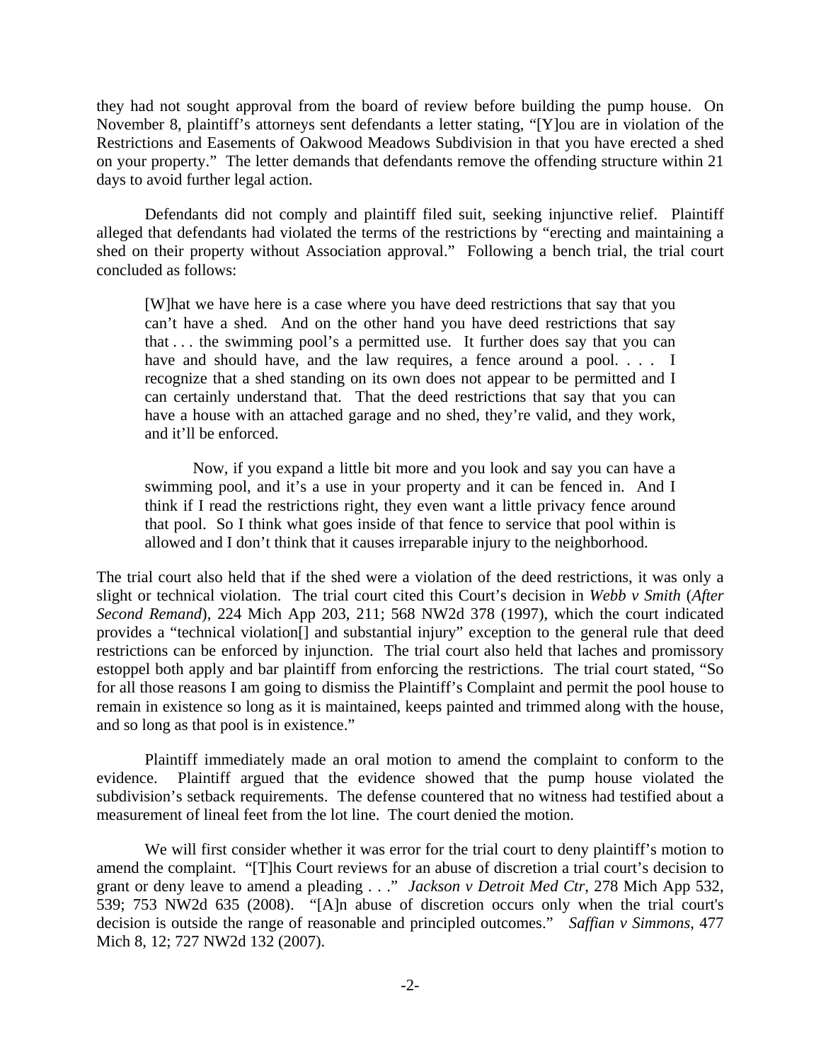they had not sought approval from the board of review before building the pump house. On November 8, plaintiff's attorneys sent defendants a letter stating, "[Y]ou are in violation of the Restrictions and Easements of Oakwood Meadows Subdivision in that you have erected a shed on your property." The letter demands that defendants remove the offending structure within 21 days to avoid further legal action.

Defendants did not comply and plaintiff filed suit, seeking injunctive relief. Plaintiff alleged that defendants had violated the terms of the restrictions by "erecting and maintaining a shed on their property without Association approval." Following a bench trial, the trial court concluded as follows:

> [W]hat we have here is a case where you have deed restrictions that say that you can't have a shed. And on the other hand you have deed restrictions that say that . . . the swimming pool's a permitted use. It further does say that you can have and should have, and the law requires, a fence around a pool. . . . I recognize that a shed standing on its own does not appear to be permitted and I can certainly understand that. That the deed restrictions that say that you can have a house with an attached garage and no shed, they're valid, and they work, and it'll be enforced.
>
> Now, if you expand a little bit more and you look and say you can have a swimming pool, and it's a use in your property and it can be fenced in. And I think if I read the restrictions right, they even want a little privacy fence around that pool. So I think what goes inside of that fence to service that pool within is allowed and I don't think that it causes irreparable injury to the neighborhood.

The trial court also held that if the shed were a violation of the deed restrictions, it was only a slight or technical violation. The trial court cited this Court's decision in *Webb v Smith* (*After Second Remand*), 224 Mich App 203, 211; 568 NW2d 378 (1997), which the court indicated provides a "technical violation[] and substantial injury" exception to the general rule that deed restrictions can be enforced by injunction. The trial court also held that laches and promissory estoppel both apply and bar plaintiff from enforcing the restrictions. The trial court stated, "So for all those reasons I am going to dismiss the Plaintiff's Complaint and permit the pool house to remain in existence so long as it is maintained, keeps painted and trimmed along with the house, and so long as that pool is in existence."

Plaintiff immediately made an oral motion to amend the complaint to conform to the evidence. Plaintiff argued that the evidence showed that the pump house violated the subdivision's setback requirements. The defense countered that no witness had testified about a measurement of lineal feet from the lot line. The court denied the motion.

We will first consider whether it was error for the trial court to deny plaintiff's motion to amend the complaint. "[T]his Court reviews for an abuse of discretion a trial court's decision to grant or deny leave to amend a pleading . . ." *Jackson v Detroit Med Ctr*, 278 Mich App 532, 539; 753 NW2d 635 (2008). "[A]n abuse of discretion occurs only when the trial court's decision is outside the range of reasonable and principled outcomes." *Saffian v Simmons*, 477 Mich 8, 12; 727 NW2d 132 (2007).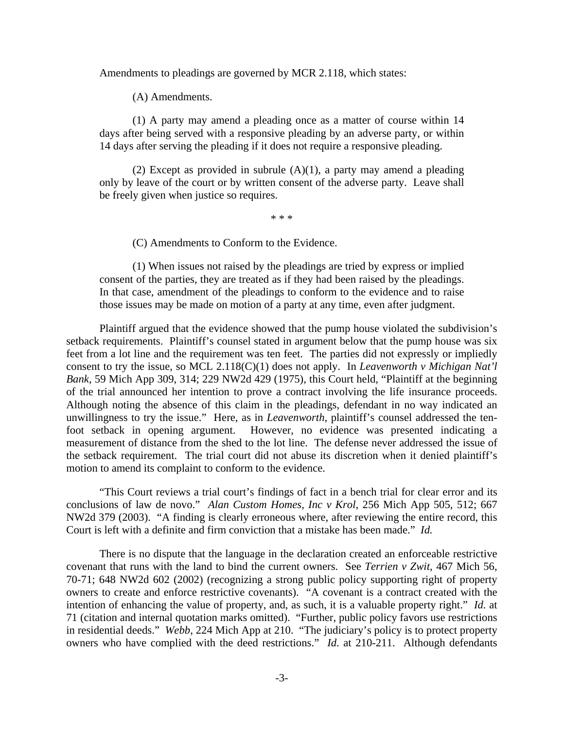Amendments to pleadings are governed by MCR 2.118, which states:

> (A) Amendments.
>
> (1) A party may amend a pleading once as a matter of course within 14 days after being served with a responsive pleading by an adverse party, or within 14 days after serving the pleading if it does not require a responsive pleading.
>
> (2) Except as provided in subrule (A)(1), a party may amend a pleading only by leave of the court or by written consent of the adverse party. Leave shall be freely given when justice so requires.
>
> \* \* \*
>
> (C) Amendments to Conform to the Evidence.
>
> (1) When issues not raised by the pleadings are tried by express or implied consent of the parties, they are treated as if they had been raised by the pleadings. In that case, amendment of the pleadings to conform to the evidence and to raise those issues may be made on motion of a party at any time, even after judgment.

Plaintiff argued that the evidence showed that the pump house violated the subdivision's setback requirements. Plaintiff's counsel stated in argument below that the pump house was six feet from a lot line and the requirement was ten feet. The parties did not expressly or impliedly consent to try the issue, so MCL 2.118(C)(1) does not apply. In *Leavenworth v Michigan Nat'l Bank*, 59 Mich App 309, 314; 229 NW2d 429 (1975), this Court held, "Plaintiff at the beginning of the trial announced her intention to prove a contract involving the life insurance proceeds. Although noting the absence of this claim in the pleadings, defendant in no way indicated an unwillingness to try the issue." Here, as in *Leavenworth*, plaintiff's counsel addressed the ten-foot setback in opening argument. However, no evidence was presented indicating a measurement of distance from the shed to the lot line. The defense never addressed the issue of the setback requirement. The trial court did not abuse its discretion when it denied plaintiff's motion to amend its complaint to conform to the evidence.

"This Court reviews a trial court's findings of fact in a bench trial for clear error and its conclusions of law de novo." *Alan Custom Homes, Inc v Krol*, 256 Mich App 505, 512; 667 NW2d 379 (2003). "A finding is clearly erroneous where, after reviewing the entire record, this Court is left with a definite and firm conviction that a mistake has been made." *Id.*

There is no dispute that the language in the declaration created an enforceable restrictive covenant that runs with the land to bind the current owners. See *Terrien v Zwit*, 467 Mich 56, 70-71; 648 NW2d 602 (2002) (recognizing a strong public policy supporting right of property owners to create and enforce restrictive covenants). "A covenant is a contract created with the intention of enhancing the value of property, and, as such, it is a valuable property right." *Id.* at 71 (citation and internal quotation marks omitted). "Further, public policy favors use restrictions in residential deeds." *Webb*, 224 Mich App at 210. "The judiciary's policy is to protect property owners who have complied with the deed restrictions." *Id*. at 210-211. Although defendants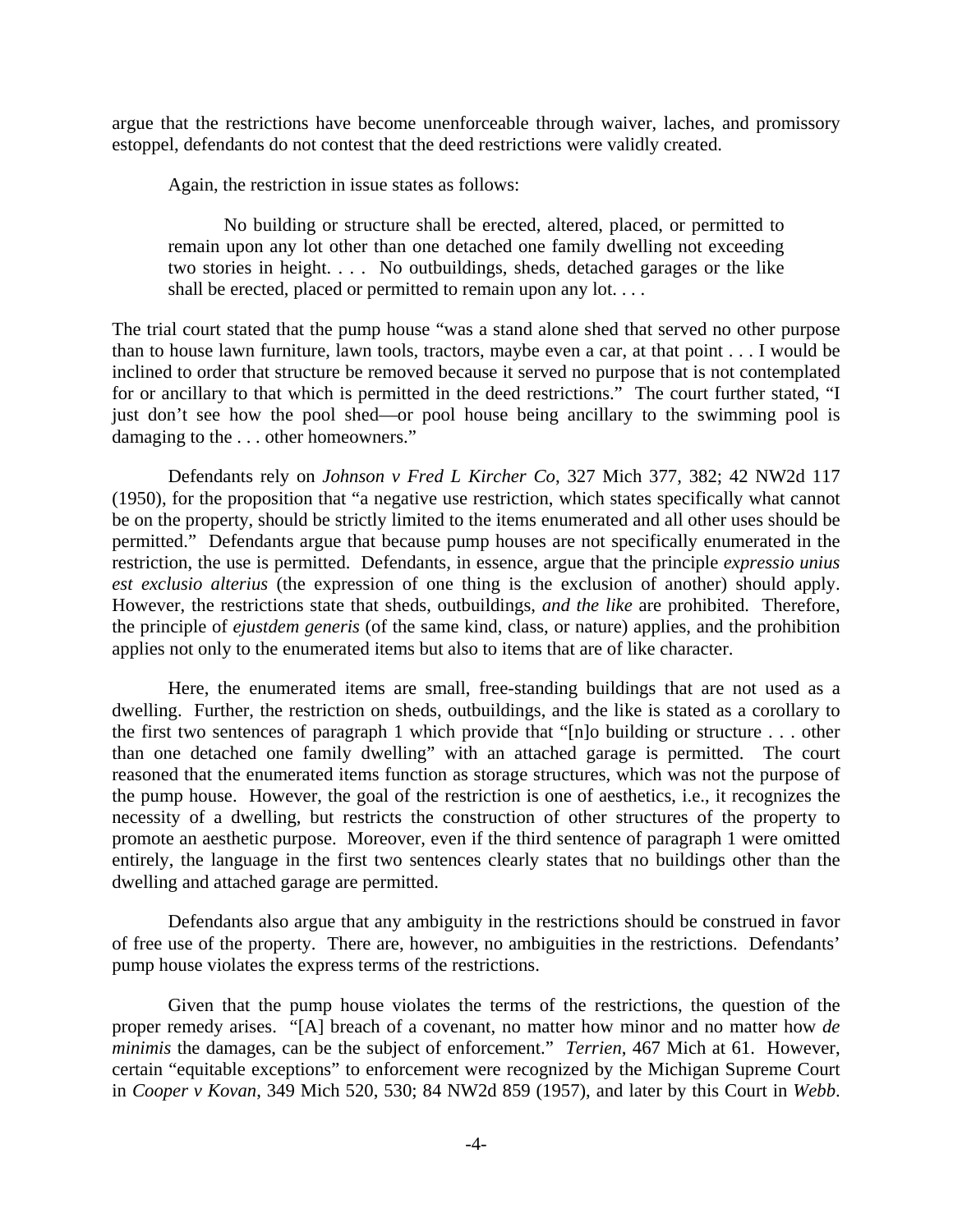argue that the restrictions have become unenforceable through waiver, laches, and promissory estoppel, defendants do not contest that the deed restrictions were validly created.

Again, the restriction in issue states as follows:

> No building or structure shall be erected, altered, placed, or permitted to remain upon any lot other than one detached one family dwelling not exceeding two stories in height. . . . No outbuildings, sheds, detached garages or the like shall be erected, placed or permitted to remain upon any lot. . . .

The trial court stated that the pump house "was a stand alone shed that served no other purpose than to house lawn furniture, lawn tools, tractors, maybe even a car, at that point . . . I would be inclined to order that structure be removed because it served no purpose that is not contemplated for or ancillary to that which is permitted in the deed restrictions." The court further stated, "I just don't see how the pool shed—or pool house being ancillary to the swimming pool is damaging to the . . . other homeowners."

Defendants rely on *Johnson v Fred L Kircher Co*, 327 Mich 377, 382; 42 NW2d 117 (1950), for the proposition that "a negative use restriction, which states specifically what cannot be on the property, should be strictly limited to the items enumerated and all other uses should be permitted." Defendants argue that because pump houses are not specifically enumerated in the restriction, the use is permitted. Defendants, in essence, argue that the principle *expressio unius est exclusio alterius* (the expression of one thing is the exclusion of another) should apply. However, the restrictions state that sheds, outbuildings, *and the like* are prohibited. Therefore, the principle of *ejustdem generis* (of the same kind, class, or nature) applies, and the prohibition applies not only to the enumerated items but also to items that are of like character.

Here, the enumerated items are small, free-standing buildings that are not used as a dwelling. Further, the restriction on sheds, outbuildings, and the like is stated as a corollary to the first two sentences of paragraph 1 which provide that "[n]o building or structure . . . other than one detached one family dwelling" with an attached garage is permitted. The court reasoned that the enumerated items function as storage structures, which was not the purpose of the pump house. However, the goal of the restriction is one of aesthetics, i.e., it recognizes the necessity of a dwelling, but restricts the construction of other structures of the property to promote an aesthetic purpose. Moreover, even if the third sentence of paragraph 1 were omitted entirely, the language in the first two sentences clearly states that no buildings other than the dwelling and attached garage are permitted.

Defendants also argue that any ambiguity in the restrictions should be construed in favor of free use of the property. There are, however, no ambiguities in the restrictions. Defendants' pump house violates the express terms of the restrictions.

Given that the pump house violates the terms of the restrictions, the question of the proper remedy arises. "[A] breach of a covenant, no matter how minor and no matter how *de minimis* the damages, can be the subject of enforcement." *Terrien*, 467 Mich at 61. However, certain "equitable exceptions" to enforcement were recognized by the Michigan Supreme Court in *Cooper v Kovan*, 349 Mich 520, 530; 84 NW2d 859 (1957), and later by this Court in *Webb*.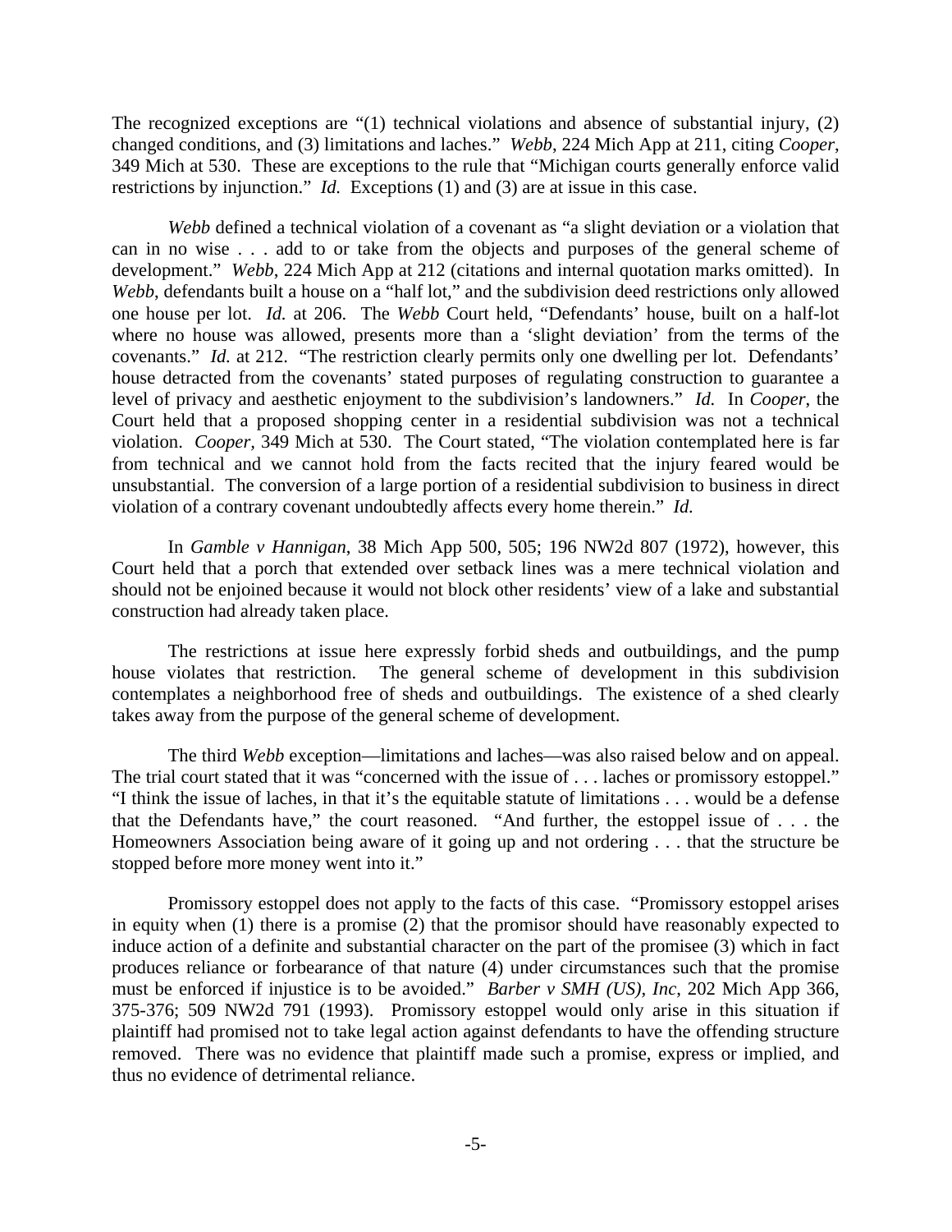The recognized exceptions are "(1) technical violations and absence of substantial injury, (2) changed conditions, and (3) limitations and laches." *Webb*, 224 Mich App at 211, citing *Cooper*, 349 Mich at 530. These are exceptions to the rule that "Michigan courts generally enforce valid restrictions by injunction." *Id.* Exceptions (1) and (3) are at issue in this case.

*Webb* defined a technical violation of a covenant as "a slight deviation or a violation that can in no wise . . . add to or take from the objects and purposes of the general scheme of development." *Webb*, 224 Mich App at 212 (citations and internal quotation marks omitted). In *Webb*, defendants built a house on a "half lot," and the subdivision deed restrictions only allowed one house per lot. *Id.* at 206. The *Webb* Court held, "Defendants' house, built on a half-lot where no house was allowed, presents more than a 'slight deviation' from the terms of the covenants." *Id.* at 212. "The restriction clearly permits only one dwelling per lot. Defendants' house detracted from the covenants' stated purposes of regulating construction to guarantee a level of privacy and aesthetic enjoyment to the subdivision's landowners." *Id.* In *Cooper*, the Court held that a proposed shopping center in a residential subdivision was not a technical violation. *Cooper*, 349 Mich at 530. The Court stated, "The violation contemplated here is far from technical and we cannot hold from the facts recited that the injury feared would be unsubstantial. The conversion of a large portion of a residential subdivision to business in direct violation of a contrary covenant undoubtedly affects every home therein." *Id.*

In *Gamble v Hannigan*, 38 Mich App 500, 505; 196 NW2d 807 (1972), however, this Court held that a porch that extended over setback lines was a mere technical violation and should not be enjoined because it would not block other residents' view of a lake and substantial construction had already taken place.

The restrictions at issue here expressly forbid sheds and outbuildings, and the pump house violates that restriction. The general scheme of development in this subdivision contemplates a neighborhood free of sheds and outbuildings. The existence of a shed clearly takes away from the purpose of the general scheme of development.

The third *Webb* exception—limitations and laches—was also raised below and on appeal. The trial court stated that it was "concerned with the issue of . . . laches or promissory estoppel." "I think the issue of laches, in that it's the equitable statute of limitations . . . would be a defense that the Defendants have," the court reasoned. "And further, the estoppel issue of . . . the Homeowners Association being aware of it going up and not ordering . . . that the structure be stopped before more money went into it."

Promissory estoppel does not apply to the facts of this case. "Promissory estoppel arises in equity when (1) there is a promise (2) that the promisor should have reasonably expected to induce action of a definite and substantial character on the part of the promisee (3) which in fact produces reliance or forbearance of that nature (4) under circumstances such that the promise must be enforced if injustice is to be avoided." *Barber v SMH (US), Inc*, 202 Mich App 366, 375-376; 509 NW2d 791 (1993). Promissory estoppel would only arise in this situation if plaintiff had promised not to take legal action against defendants to have the offending structure removed. There was no evidence that plaintiff made such a promise, express or implied, and thus no evidence of detrimental reliance.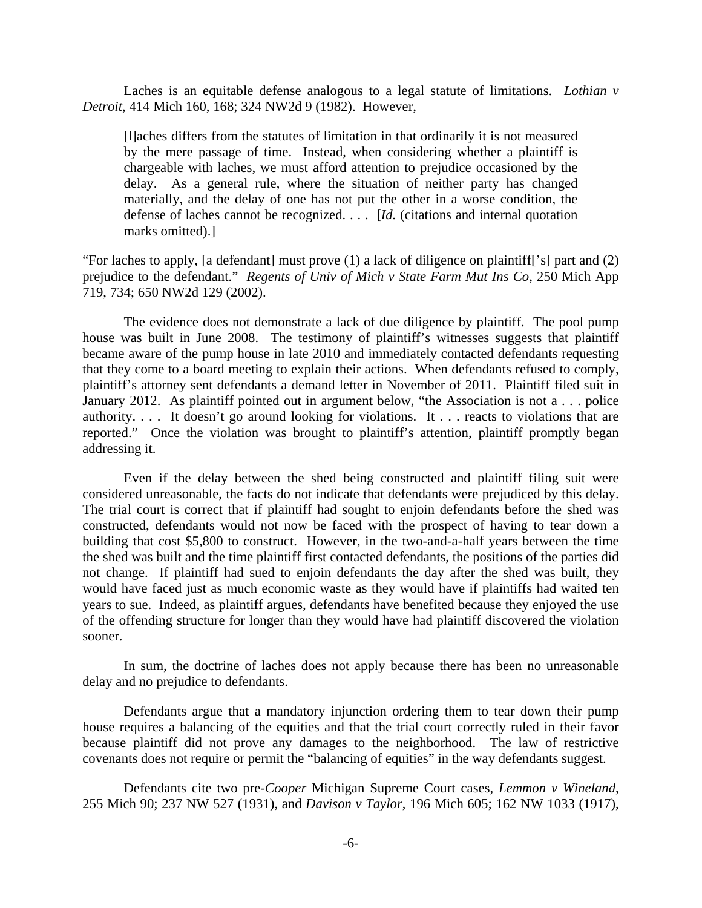Laches is an equitable defense analogous to a legal statute of limitations. *Lothian v Detroit*, 414 Mich 160, 168; 324 NW2d 9 (1982). However,

> [l]aches differs from the statutes of limitation in that ordinarily it is not measured by the mere passage of time. Instead, when considering whether a plaintiff is chargeable with laches, we must afford attention to prejudice occasioned by the delay. As a general rule, where the situation of neither party has changed materially, and the delay of one has not put the other in a worse condition, the defense of laches cannot be recognized. . . . [*Id.* (citations and internal quotation marks omitted).]

"For laches to apply, [a defendant] must prove (1) a lack of diligence on plaintiff['s] part and (2) prejudice to the defendant." *Regents of Univ of Mich v State Farm Mut Ins Co*, 250 Mich App 719, 734; 650 NW2d 129 (2002).

The evidence does not demonstrate a lack of due diligence by plaintiff. The pool pump house was built in June 2008. The testimony of plaintiff's witnesses suggests that plaintiff became aware of the pump house in late 2010 and immediately contacted defendants requesting that they come to a board meeting to explain their actions. When defendants refused to comply, plaintiff's attorney sent defendants a demand letter in November of 2011. Plaintiff filed suit in January 2012. As plaintiff pointed out in argument below, "the Association is not a . . . police authority. . . . It doesn't go around looking for violations. It . . . reacts to violations that are reported." Once the violation was brought to plaintiff's attention, plaintiff promptly began addressing it.

Even if the delay between the shed being constructed and plaintiff filing suit were considered unreasonable, the facts do not indicate that defendants were prejudiced by this delay. The trial court is correct that if plaintiff had sought to enjoin defendants before the shed was constructed, defendants would not now be faced with the prospect of having to tear down a building that cost $5,800 to construct. However, in the two-and-a-half years between the time the shed was built and the time plaintiff first contacted defendants, the positions of the parties did not change. If plaintiff had sued to enjoin defendants the day after the shed was built, they would have faced just as much economic waste as they would have if plaintiffs had waited ten years to sue. Indeed, as plaintiff argues, defendants have benefited because they enjoyed the use of the offending structure for longer than they would have had plaintiff discovered the violation sooner.

In sum, the doctrine of laches does not apply because there has been no unreasonable delay and no prejudice to defendants.

Defendants argue that a mandatory injunction ordering them to tear down their pump house requires a balancing of the equities and that the trial court correctly ruled in their favor because plaintiff did not prove any damages to the neighborhood. The law of restrictive covenants does not require or permit the "balancing of equities" in the way defendants suggest.

Defendants cite two pre-*Cooper* Michigan Supreme Court cases, *Lemmon v Wineland*, 255 Mich 90; 237 NW 527 (1931), and *Davison v Taylor*, 196 Mich 605; 162 NW 1033 (1917),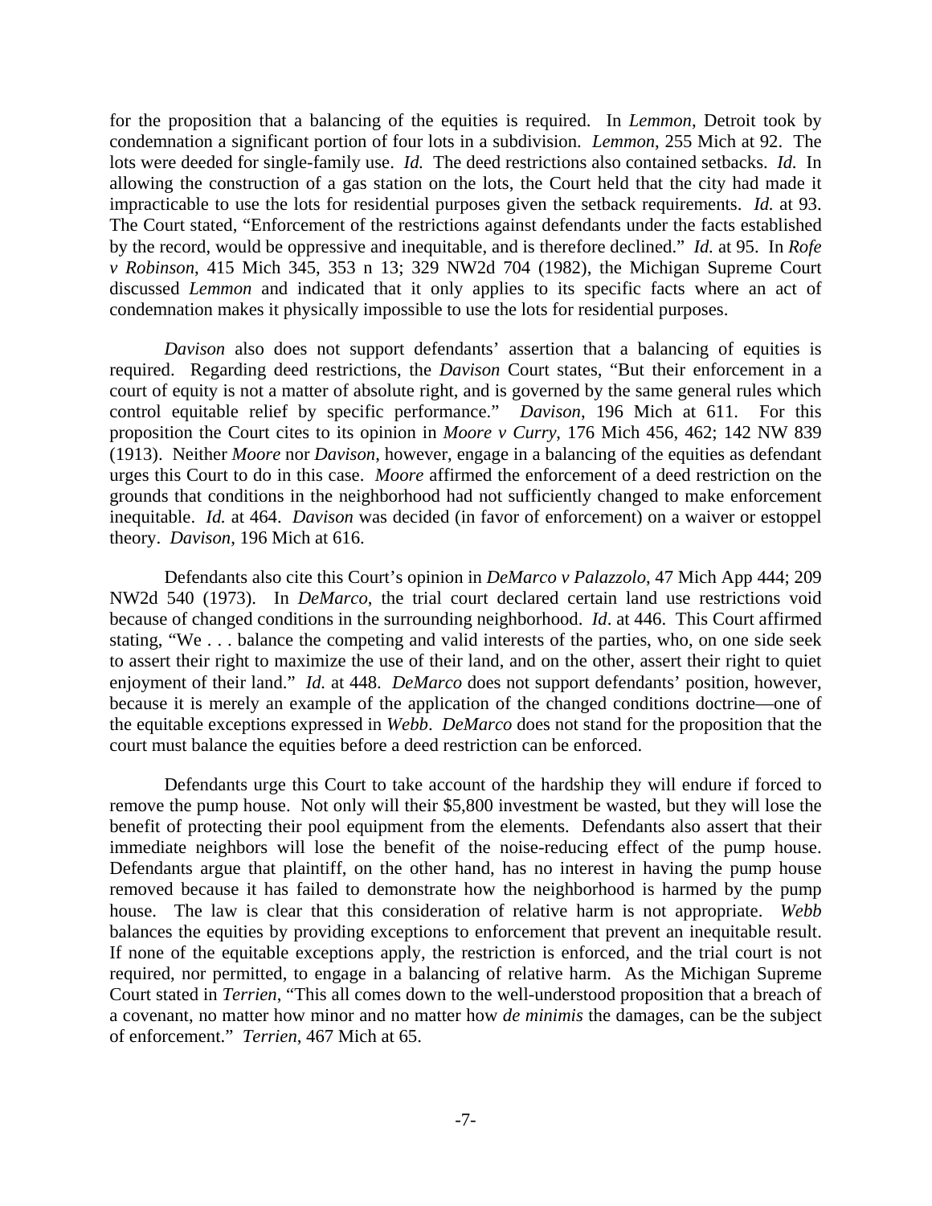for the proposition that a balancing of the equities is required. In *Lemmon*, Detroit took by condemnation a significant portion of four lots in a subdivision. *Lemmon*, 255 Mich at 92. The lots were deeded for single-family use. *Id.* The deed restrictions also contained setbacks. *Id.* In allowing the construction of a gas station on the lots, the Court held that the city had made it impracticable to use the lots for residential purposes given the setback requirements. *Id.* at 93. The Court stated, "Enforcement of the restrictions against defendants under the facts established by the record, would be oppressive and inequitable, and is therefore declined." *Id.* at 95. In *Rofe v Robinson*, 415 Mich 345, 353 n 13; 329 NW2d 704 (1982), the Michigan Supreme Court discussed *Lemmon* and indicated that it only applies to its specific facts where an act of condemnation makes it physically impossible to use the lots for residential purposes.

*Davison* also does not support defendants' assertion that a balancing of equities is required. Regarding deed restrictions, the *Davison* Court states, "But their enforcement in a court of equity is not a matter of absolute right, and is governed by the same general rules which control equitable relief by specific performance." *Davison*, 196 Mich at 611. For this proposition the Court cites to its opinion in *Moore v Curry*, 176 Mich 456, 462; 142 NW 839 (1913). Neither *Moore* nor *Davison*, however, engage in a balancing of the equities as defendant urges this Court to do in this case. *Moore* affirmed the enforcement of a deed restriction on the grounds that conditions in the neighborhood had not sufficiently changed to make enforcement inequitable. *Id.* at 464. *Davison* was decided (in favor of enforcement) on a waiver or estoppel theory. *Davison*, 196 Mich at 616.

Defendants also cite this Court's opinion in *DeMarco v Palazzolo*, 47 Mich App 444; 209 NW2d 540 (1973). In *DeMarco*, the trial court declared certain land use restrictions void because of changed conditions in the surrounding neighborhood. *Id*. at 446. This Court affirmed stating, "We . . . balance the competing and valid interests of the parties, who, on one side seek to assert their right to maximize the use of their land, and on the other, assert their right to quiet enjoyment of their land." *Id.* at 448. *DeMarco* does not support defendants' position, however, because it is merely an example of the application of the changed conditions doctrine—one of the equitable exceptions expressed in *Webb*. *DeMarco* does not stand for the proposition that the court must balance the equities before a deed restriction can be enforced.

Defendants urge this Court to take account of the hardship they will endure if forced to remove the pump house. Not only will their $5,800 investment be wasted, but they will lose the benefit of protecting their pool equipment from the elements. Defendants also assert that their immediate neighbors will lose the benefit of the noise-reducing effect of the pump house. Defendants argue that plaintiff, on the other hand, has no interest in having the pump house removed because it has failed to demonstrate how the neighborhood is harmed by the pump house. The law is clear that this consideration of relative harm is not appropriate. *Webb* balances the equities by providing exceptions to enforcement that prevent an inequitable result. If none of the equitable exceptions apply, the restriction is enforced, and the trial court is not required, nor permitted, to engage in a balancing of relative harm. As the Michigan Supreme Court stated in *Terrien*, "This all comes down to the well-understood proposition that a breach of a covenant, no matter how minor and no matter how *de minimis* the damages, can be the subject of enforcement." *Terrien*, 467 Mich at 65.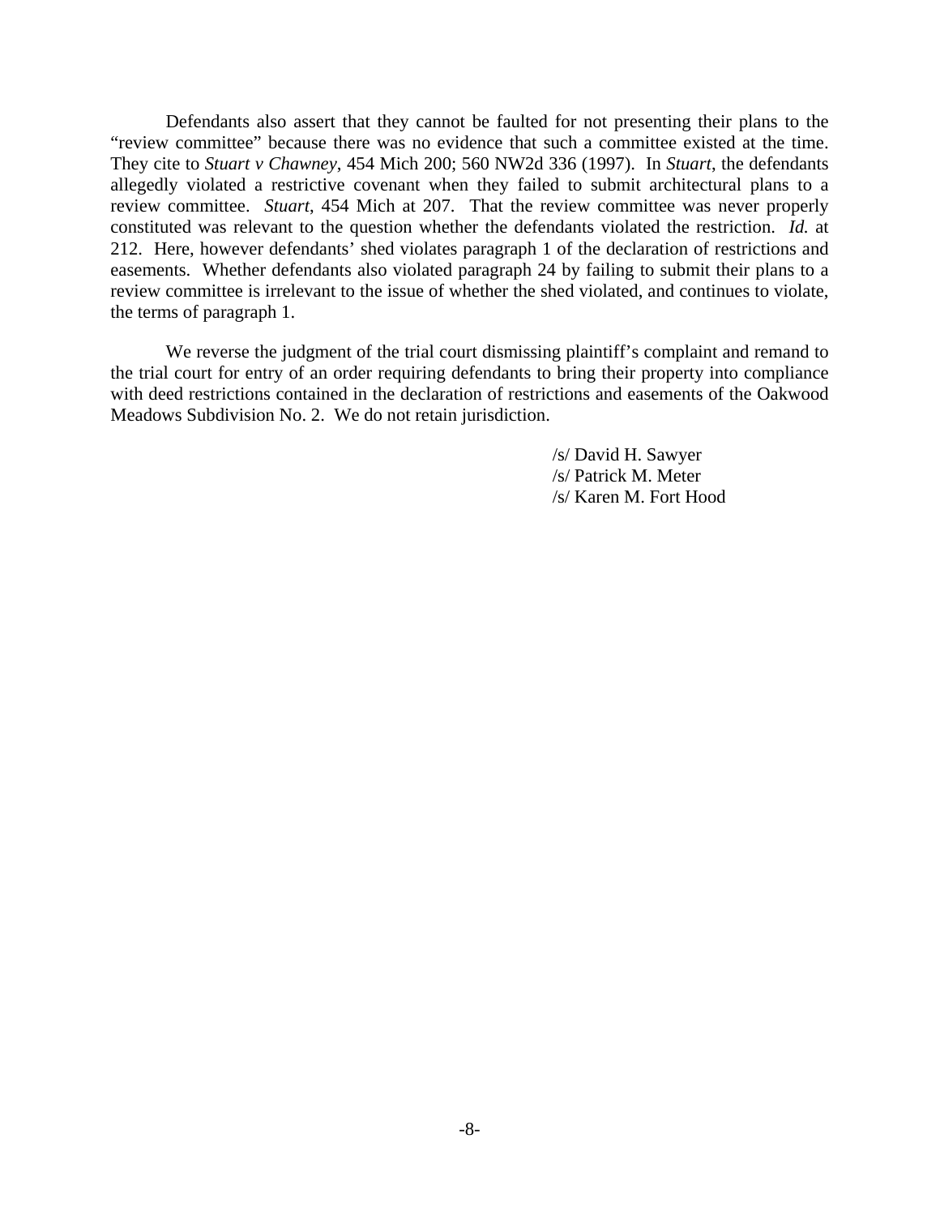Defendants also assert that they cannot be faulted for not presenting their plans to the "review committee" because there was no evidence that such a committee existed at the time. They cite to *Stuart v Chawney*, 454 Mich 200; 560 NW2d 336 (1997). In *Stuart*, the defendants allegedly violated a restrictive covenant when they failed to submit architectural plans to a review committee. *Stuart*, 454 Mich at 207. That the review committee was never properly constituted was relevant to the question whether the defendants violated the restriction. *Id.* at 212. Here, however defendants' shed violates paragraph 1 of the declaration of restrictions and easements. Whether defendants also violated paragraph 24 by failing to submit their plans to a review committee is irrelevant to the issue of whether the shed violated, and continues to violate, the terms of paragraph 1.

We reverse the judgment of the trial court dismissing plaintiff's complaint and remand to the trial court for entry of an order requiring defendants to bring their property into compliance with deed restrictions contained in the declaration of restrictions and easements of the Oakwood Meadows Subdivision No. 2. We do not retain jurisdiction.

/s/ David H. Sawyer
/s/ Patrick M. Meter
/s/ Karen M. Fort Hood